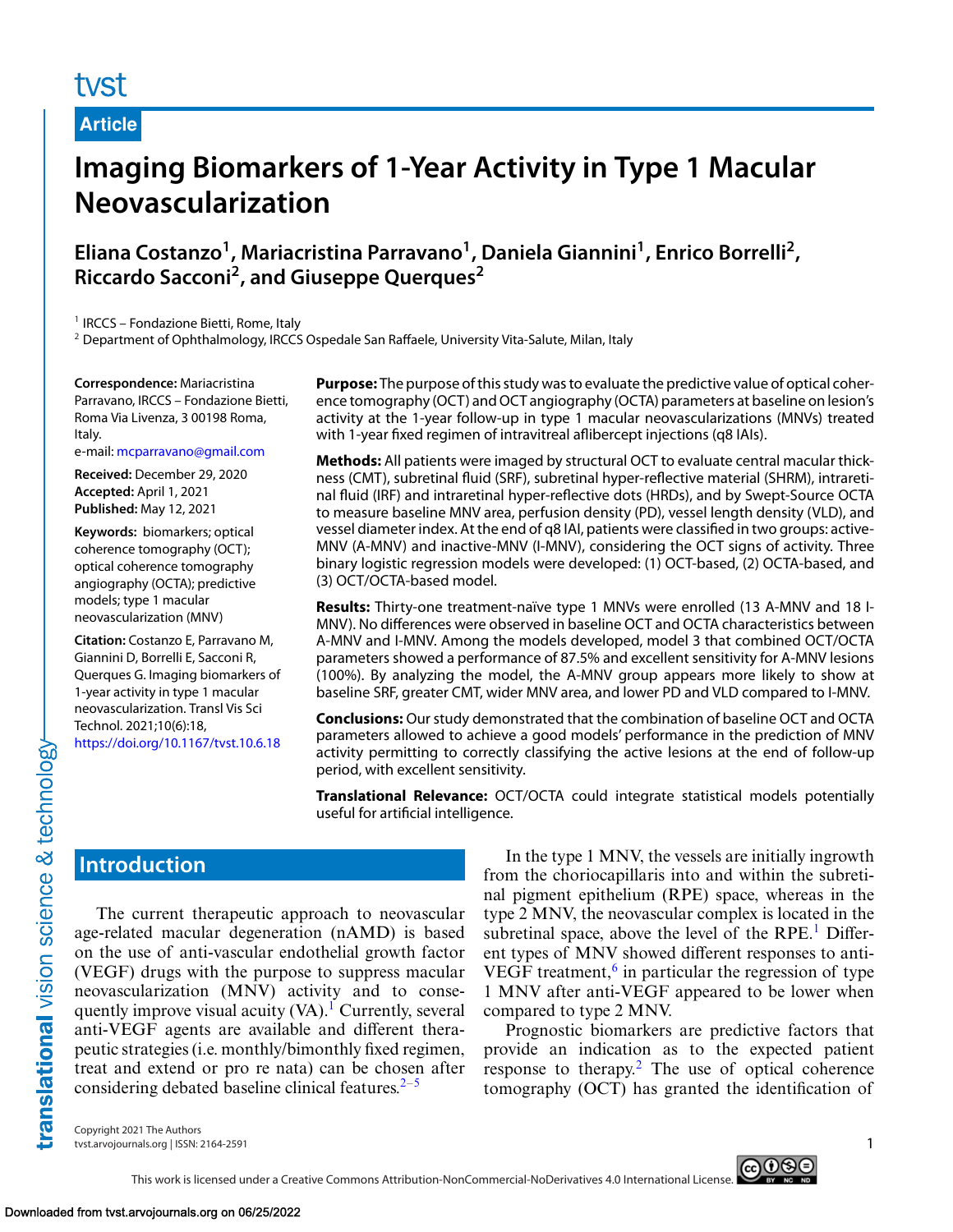Article

# Imaging Biomarkers of 1-Year Activity in Type 1 Macular Neovascularization

**Eliana Costanzo[1], Mariacristina Parravano[1], Daniela Giannini[1], Enrico Borrelli[2], Riccardo Sacconi[2], and Giuseppe Querques[2]**

[1] IRCCS – Fondazione Bietti, Rome, Italy
[2] Department of Ophthalmology, IRCCS Ospedale San Raffaele, University Vita-Salute, Milan, Italy

**Correspondence:** Mariacristina Parravano, IRCCS – Fondazione Bietti, Roma Via Livenza, 3 00198 Roma, Italy.
e-mail: mcparravano@gmail.com

**Received:** December 29, 2020
**Accepted:** April 1, 2021
**Published:** May 12, 2021

**Keywords:** biomarkers; optical coherence tomography (OCT); optical coherence tomography angiography (OCTA); predictive models; type 1 macular neovascularization (MNV)

**Citation:** Costanzo E, Parravano M, Giannini D, Borrelli E, Sacconi R, Querques G. Imaging biomarkers of 1-year activity in type 1 macular neovascularization. Transl Vis Sci Technol. 2021;10(6):18, https://doi.org/10.1167/tvst.10.6.18

**Purpose:** The purpose of this study was to evaluate the predictive value of optical coherence tomography (OCT) and OCT angiography (OCTA) parameters at baseline on lesion's activity at the 1-year follow-up in type 1 macular neovascularizations (MNVs) treated with 1-year fixed regimen of intravitreal aflibercept injections (q8 IAIs).

**Methods:** All patients were imaged by structural OCT to evaluate central macular thickness (CMT), subretinal fluid (SRF), subretinal hyper-reflective material (SHRM), intraretinal fluid (IRF) and intraretinal hyper-reflective dots (HRDs), and by Swept-Source OCTA to measure baseline MNV area, perfusion density (PD), vessel length density (VLD), and vessel diameter index. At the end of q8 IAI, patients were classified in two groups: active-MNV (A-MNV) and inactive-MNV (I-MNV), considering the OCT signs of activity. Three binary logistic regression models were developed: (1) OCT-based, (2) OCTA-based, and (3) OCT/OCTA-based model.

**Results:** Thirty-one treatment-naïve type 1 MNVs were enrolled (13 A-MNV and 18 I-MNV). No differences were observed in baseline OCT and OCTA characteristics between A-MNV and I-MNV. Among the models developed, model 3 that combined OCT/OCTA parameters showed a performance of 87.5% and excellent sensitivity for A-MNV lesions (100%). By analyzing the model, the A-MNV group appears more likely to show at baseline SRF, greater CMT, wider MNV area, and lower PD and VLD compared to I-MNV.

**Conclusions:** Our study demonstrated that the combination of baseline OCT and OCTA parameters allowed to achieve a good models' performance in the prediction of MNV activity permitting to correctly classifying the active lesions at the end of follow-up period, with excellent sensitivity.

**Translational Relevance:** OCT/OCTA could integrate statistical models potentially useful for artificial intelligence.

## Introduction

The current therapeutic approach to neovascular age-related macular degeneration (nAMD) is based on the use of anti-vascular endothelial growth factor (VEGF) drugs with the purpose to suppress macular neovascularization (MNV) activity and to consequently improve visual acuity (VA).[1] Currently, several anti-VEGF agents are available and different therapeutic strategies (i.e. monthly/bimonthly fixed regimen, treat and extend or pro re nata) can be chosen after considering debated baseline clinical features.[2–5]

In the type 1 MNV, the vessels are initially ingrowth from the choriocapillaris into and within the subretinal pigment epithelium (RPE) space, whereas in the type 2 MNV, the neovascular complex is located in the subretinal space, above the level of the RPE.[1] Different types of MNV showed different responses to anti-VEGF treatment,[6] in particular the regression of type 1 MNV after anti-VEGF appeared to be lower when compared to type 2 MNV.

Prognostic biomarkers are predictive factors that provide an indication as to the expected patient response to therapy.[2] The use of optical coherence tomography (OCT) has granted the identification of

Copyright 2021 The Authors
tvst.arvojournals.org | ISSN: 2164-2591

This work is licensed under a Creative Commons Attribution-NonCommercial-NoDerivatives 4.0 International License.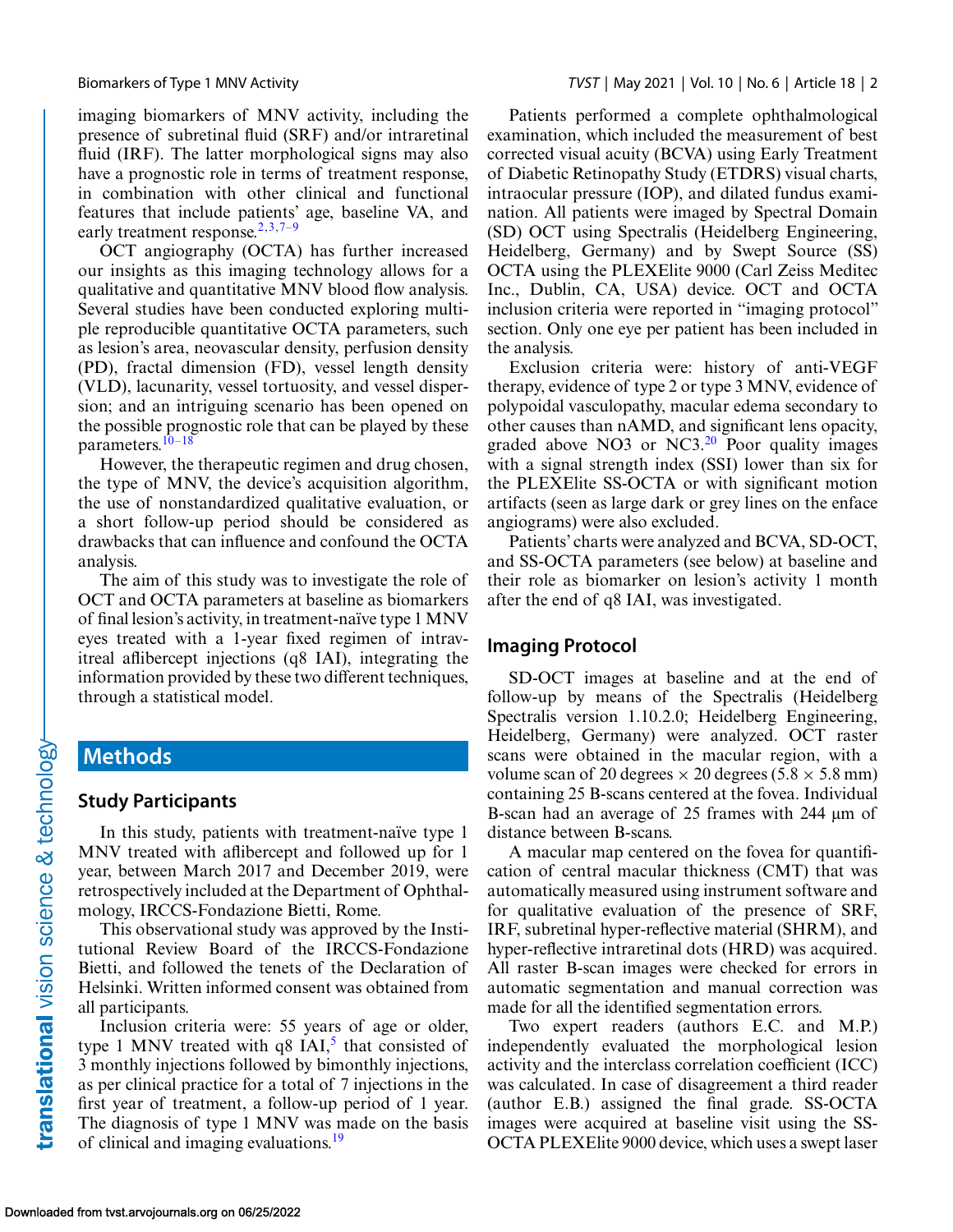imaging biomarkers of MNV activity, including the presence of subretinal fluid (SRF) and/or intraretinal fluid (IRF). The latter morphological signs may also have a prognostic role in terms of treatment response, in combination with other clinical and functional features that include patients' age, baseline VA, and early treatment response.[2,3,7–9]

OCT angiography (OCTA) has further increased our insights as this imaging technology allows for a qualitative and quantitative MNV blood flow analysis. Several studies have been conducted exploring multiple reproducible quantitative OCTA parameters, such as lesion's area, neovascular density, perfusion density (PD), fractal dimension (FD), vessel length density (VLD), lacunarity, vessel tortuosity, and vessel dispersion; and an intriguing scenario has been opened on the possible prognostic role that can be played by these parameters.[10–18]

However, the therapeutic regimen and drug chosen, the type of MNV, the device's acquisition algorithm, the use of nonstandardized qualitative evaluation, or a short follow-up period should be considered as drawbacks that can influence and confound the OCTA analysis.

The aim of this study was to investigate the role of OCT and OCTA parameters at baseline as biomarkers of final lesion's activity, in treatment-naïve type 1 MNV eyes treated with a 1-year fixed regimen of intravitreal aflibercept injections (q8 IAI), integrating the information provided by these two different techniques, through a statistical model.

## Methods

### Study Participants

In this study, patients with treatment-naïve type 1 MNV treated with aflibercept and followed up for 1 year, between March 2017 and December 2019, were retrospectively included at the Department of Ophthalmology, IRCCS-Fondazione Bietti, Rome.

This observational study was approved by the Institutional Review Board of the IRCCS-Fondazione Bietti, and followed the tenets of the Declaration of Helsinki. Written informed consent was obtained from all participants.

Inclusion criteria were: 55 years of age or older, type 1 MNV treated with q8 IAI,[5] that consisted of 3 monthly injections followed by bimonthly injections, as per clinical practice for a total of 7 injections in the first year of treatment, a follow-up period of 1 year. The diagnosis of type 1 MNV was made on the basis of clinical and imaging evaluations.[19]

Patients performed a complete ophthalmological examination, which included the measurement of best corrected visual acuity (BCVA) using Early Treatment of Diabetic Retinopathy Study (ETDRS) visual charts, intraocular pressure (IOP), and dilated fundus examination. All patients were imaged by Spectral Domain (SD) OCT using Spectralis (Heidelberg Engineering, Heidelberg, Germany) and by Swept Source (SS) OCTA using the PLEXElite 9000 (Carl Zeiss Meditec Inc., Dublin, CA, USA) device. OCT and OCTA inclusion criteria were reported in "imaging protocol" section. Only one eye per patient has been included in the analysis.

Exclusion criteria were: history of anti-VEGF therapy, evidence of type 2 or type 3 MNV, evidence of polypoidal vasculopathy, macular edema secondary to other causes than nAMD, and significant lens opacity, graded above NO3 or NC3.[20] Poor quality images with a signal strength index (SSI) lower than six for the PLEXElite SS-OCTA or with significant motion artifacts (seen as large dark or grey lines on the enface angiograms) were also excluded.

Patients' charts were analyzed and BCVA, SD-OCT, and SS-OCTA parameters (see below) at baseline and their role as biomarker on lesion's activity 1 month after the end of q8 IAI, was investigated.

### Imaging Protocol

SD-OCT images at baseline and at the end of follow-up by means of the Spectralis (Heidelberg Spectralis version 1.10.2.0; Heidelberg Engineering, Heidelberg, Germany) were analyzed. OCT raster scans were obtained in the macular region, with a volume scan of 20 degrees × 20 degrees (5.8 × 5.8 mm) containing 25 B-scans centered at the fovea. Individual B-scan had an average of 25 frames with 244 µm of distance between B-scans.

A macular map centered on the fovea for quantification of central macular thickness (CMT) that was automatically measured using instrument software and for qualitative evaluation of the presence of SRF, IRF, subretinal hyper-reflective material (SHRM), and hyper-reflective intraretinal dots (HRD) was acquired. All raster B-scan images were checked for errors in automatic segmentation and manual correction was made for all the identified segmentation errors.

Two expert readers (authors E.C. and M.P.) independently evaluated the morphological lesion activity and the interclass correlation coefficient (ICC) was calculated. In case of disagreement a third reader (author E.B.) assigned the final grade. SS-OCTA images were acquired at baseline visit using the SS-OCTA PLEXElite 9000 device, which uses a swept laser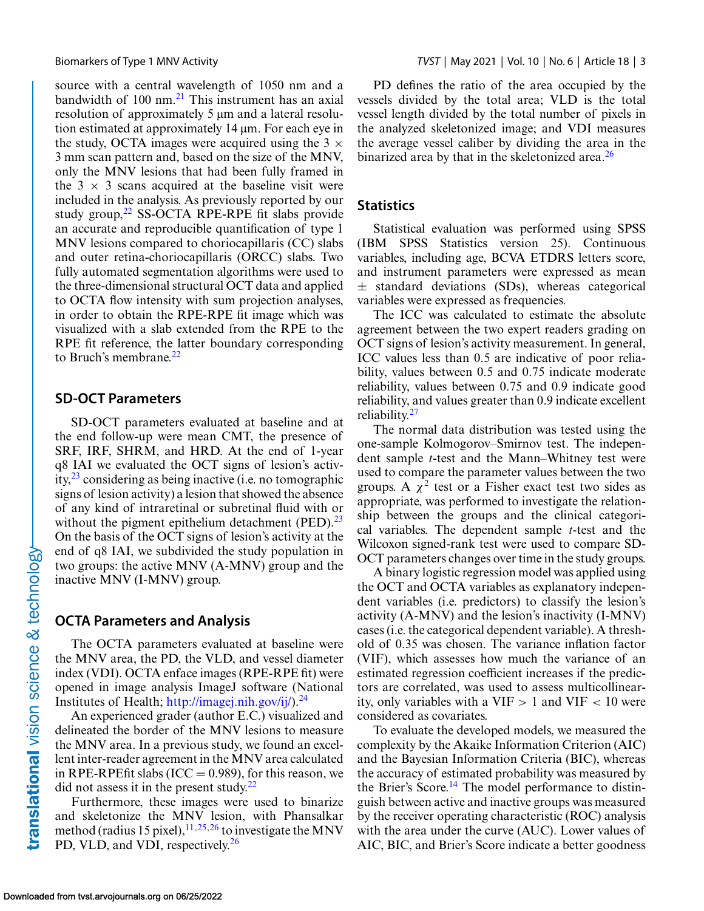source with a central wavelength of 1050 nm and a bandwidth of 100 nm.[21] This instrument has an axial resolution of approximately 5 µm and a lateral resolution estimated at approximately 14 µm. For each eye in the study, OCTA images were acquired using the 3 × 3 mm scan pattern and, based on the size of the MNV, only the MNV lesions that had been fully framed in the 3 × 3 scans acquired at the baseline visit were included in the analysis. As previously reported by our study group,[22] SS-OCTA RPE-RPE fit slabs provide an accurate and reproducible quantification of type 1 MNV lesions compared to choriocapillaris (CC) slabs and outer retina-choriocapillaris (ORCC) slabs. Two fully automated segmentation algorithms were used to the three-dimensional structural OCT data and applied to OCTA flow intensity with sum projection analyses, in order to obtain the RPE-RPE fit image which was visualized with a slab extended from the RPE to the RPE fit reference, the latter boundary corresponding to Bruch's membrane.[22]

## SD-OCT Parameters

SD-OCT parameters evaluated at baseline and at the end follow-up were mean CMT, the presence of SRF, IRF, SHRM, and HRD. At the end of 1-year q8 IAI we evaluated the OCT signs of lesion's activity,[23] considering as being inactive (i.e. no tomographic signs of lesion activity) a lesion that showed the absence of any kind of intraretinal or subretinal fluid with or without the pigment epithelium detachment (PED).[23] On the basis of the OCT signs of lesion's activity at the end of q8 IAI, we subdivided the study population in two groups: the active MNV (A-MNV) group and the inactive MNV (I-MNV) group.

## OCTA Parameters and Analysis

The OCTA parameters evaluated at baseline were the MNV area, the PD, the VLD, and vessel diameter index (VDI). OCTA enface images (RPE-RPE fit) were opened in image analysis ImageJ software (National Institutes of Health; http://imagej.nih.gov/ij/).[24]

An experienced grader (author E.C.) visualized and delineated the border of the MNV lesions to measure the MNV area. In a previous study, we found an excellent inter-reader agreement in the MNV area calculated in RPE-RPEfit slabs (ICC = 0.989), for this reason, we did not assess it in the present study.[22]

Furthermore, these images were used to binarize and skeletonize the MNV lesion, with Phansalkar method (radius 15 pixel),[11,25,26] to investigate the MNV PD, VLD, and VDI, respectively.[26]

PD defines the ratio of the area occupied by the vessels divided by the total area; VLD is the total vessel length divided by the total number of pixels in the analyzed skeletonized image; and VDI measures the average vessel caliber by dividing the area in the binarized area by that in the skeletonized area.[26]

## Statistics

Statistical evaluation was performed using SPSS (IBM SPSS Statistics version 25). Continuous variables, including age, BCVA ETDRS letters score, and instrument parameters were expressed as mean ± standard deviations (SDs), whereas categorical variables were expressed as frequencies.

The ICC was calculated to estimate the absolute agreement between the two expert readers grading on OCT signs of lesion's activity measurement. In general, ICC values less than 0.5 are indicative of poor reliability, values between 0.5 and 0.75 indicate moderate reliability, values between 0.75 and 0.9 indicate good reliability, and values greater than 0.9 indicate excellent reliability.[27]

The normal data distribution was tested using the one-sample Kolmogorov–Smirnov test. The independent sample *t*-test and the Mann–Whitney test were used to compare the parameter values between the two groups. A $\chi^2$ test or a Fisher exact test two sides as appropriate, was performed to investigate the relationship between the groups and the clinical categorical variables. The dependent sample *t*-test and the Wilcoxon signed-rank test were used to compare SD-OCT parameters changes over time in the study groups.

A binary logistic regression model was applied using the OCT and OCTA variables as explanatory independent variables (i.e. predictors) to classify the lesion's activity (A-MNV) and the lesion's inactivity (I-MNV) cases (i.e. the categorical dependent variable). A threshold of 0.35 was chosen. The variance inflation factor (VIF), which assesses how much the variance of an estimated regression coefficient increases if the predictors are correlated, was used to assess multicollinearity, only variables with a VIF > 1 and VIF < 10 were considered as covariates.

To evaluate the developed models, we measured the complexity by the Akaike Information Criterion (AIC) and the Bayesian Information Criteria (BIC), whereas the accuracy of estimated probability was measured by the Brier's Score.[14] The model performance to distinguish between active and inactive groups was measured by the receiver operating characteristic (ROC) analysis with the area under the curve (AUC). Lower values of AIC, BIC, and Brier's Score indicate a better goodness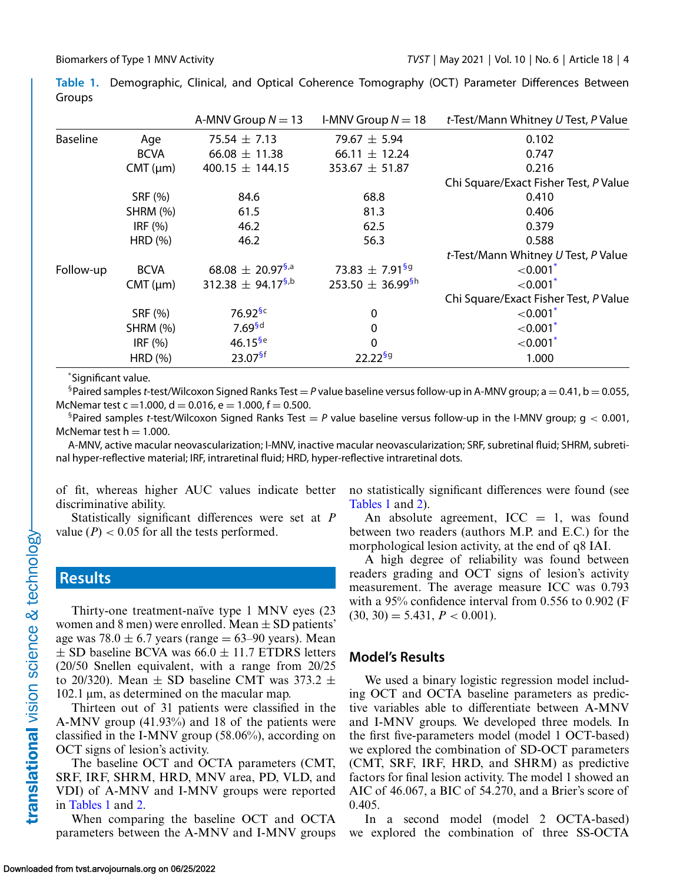**Table 1.** Demographic, Clinical, and Optical Coherence Tomography (OCT) Parameter Differences Between Groups

| | | A-MNV Group $N = 13$ | I-MNV Group $N = 18$ | *t*-Test/Mann Whitney *U* Test, *P* Value |
|---|---|---|---|---|
| Baseline | Age | 75.54 ± 7.13 | 79.67 ± 5.94 | 0.102 |
| | BCVA | 66.08 ± 11.38 | 66.11 ± 12.24 | 0.747 |
| | CMT (µm) | 400.15 ± 144.15 | 353.67 ± 51.87 | 0.216 |
| | | | | Chi Square/Exact Fisher Test, *P* Value |
| | SRF (%) | 84.6 | 68.8 | 0.410 |
| | SHRM (%) | 61.5 | 81.3 | 0.406 |
| | IRF (%) | 46.2 | 62.5 | 0.379 |
| | HRD (%) | 46.2 | 56.3 | 0.588 |
| | | | | *t*-Test/Mann Whitney *U* Test, *P* Value |
| Follow-up | BCVA | 68.08 ± 20.97[§,a] | 73.83 ± 7.91[§g] | <0.001[*] |
| | CMT (µm) | 312.38 ± 94.17[§,b] | 253.50 ± 36.99[§h] | <0.001[*] |
| | | | | Chi Square/Exact Fisher Test, *P* Value |
| | SRF (%) | 76.92[§c] | 0 | <0.001[*] |
| | SHRM (%) | 7.69[§d] | 0 | <0.001[*] |
| | IRF (%) | 46.15[§e] | 0 | <0.001[*] |
| | HRD (%) | 23.07[§f] | 22.22[§g] | 1.000 |

[*]Significant value.

[§]Paired samples *t*-test/Wilcoxon Signed Ranks Test = *P* value baseline versus follow-up in A-MNV group; a = 0.41, b = 0.055, McNemar test c = 1.000, d = 0.016, e = 1.000, f = 0.500.

[§]Paired samples *t*-test/Wilcoxon Signed Ranks Test = *P* value baseline versus follow-up in the I-MNV group; g < 0.001, McNemar test h = 1.000.

A-MNV, active macular neovascularization; I-MNV, inactive macular neovascularization; SRF, subretinal fluid; SHRM, subretinal hyper-reflective material; IRF, intraretinal fluid; HRD, hyper-reflective intraretinal dots.

of fit, whereas higher AUC values indicate better discriminative ability.

Statistically significant differences were set at *P* value ($P$) $< 0.05$ for all the tests performed.

## Results

Thirty-one treatment-naïve type 1 MNV eyes (23 women and 8 men) were enrolled. Mean ± SD patients' age was 78.0 ± 6.7 years (range = 63–90 years). Mean ± SD baseline BCVA was 66.0 ± 11.7 ETDRS letters (20/50 Snellen equivalent, with a range from 20/25 to 20/320). Mean ± SD baseline CMT was 373.2 ± 102.1 µm, as determined on the macular map.

Thirteen out of 31 patients were classified in the A-MNV group (41.93%) and 18 of the patients were classified in the I-MNV group (58.06%), according on OCT signs of lesion's activity.

The baseline OCT and OCTA parameters (CMT, SRF, IRF, SHRM, HRD, MNV area, PD, VLD, and VDI) of A-MNV and I-MNV groups were reported in Tables 1 and 2.

When comparing the baseline OCT and OCTA parameters between the A-MNV and I-MNV groups no statistically significant differences were found (see Tables 1 and 2).

An absolute agreement, ICC = 1, was found between two readers (authors M.P. and E.C.) for the morphological lesion activity, at the end of q8 IAI.

A high degree of reliability was found between readers grading and OCT signs of lesion's activity measurement. The average measure ICC was 0.793 with a 95% confidence interval from 0.556 to 0.902 ($F(30, 30) = 5.431$, $P < 0.001$).

### Model's Results

We used a binary logistic regression model including OCT and OCTA baseline parameters as predictive variables able to differentiate between A-MNV and I-MNV groups. We developed three models. In the first five-parameters model (model 1 OCT-based) we explored the combination of SD-OCT parameters (CMT, SRF, IRF, HRD, and SHRM) as predictive factors for final lesion activity. The model 1 showed an AIC of 46.067, a BIC of 54.270, and a Brier's score of 0.405.

In a second model (model 2 OCTA-based) we explored the combination of three SS-OCTA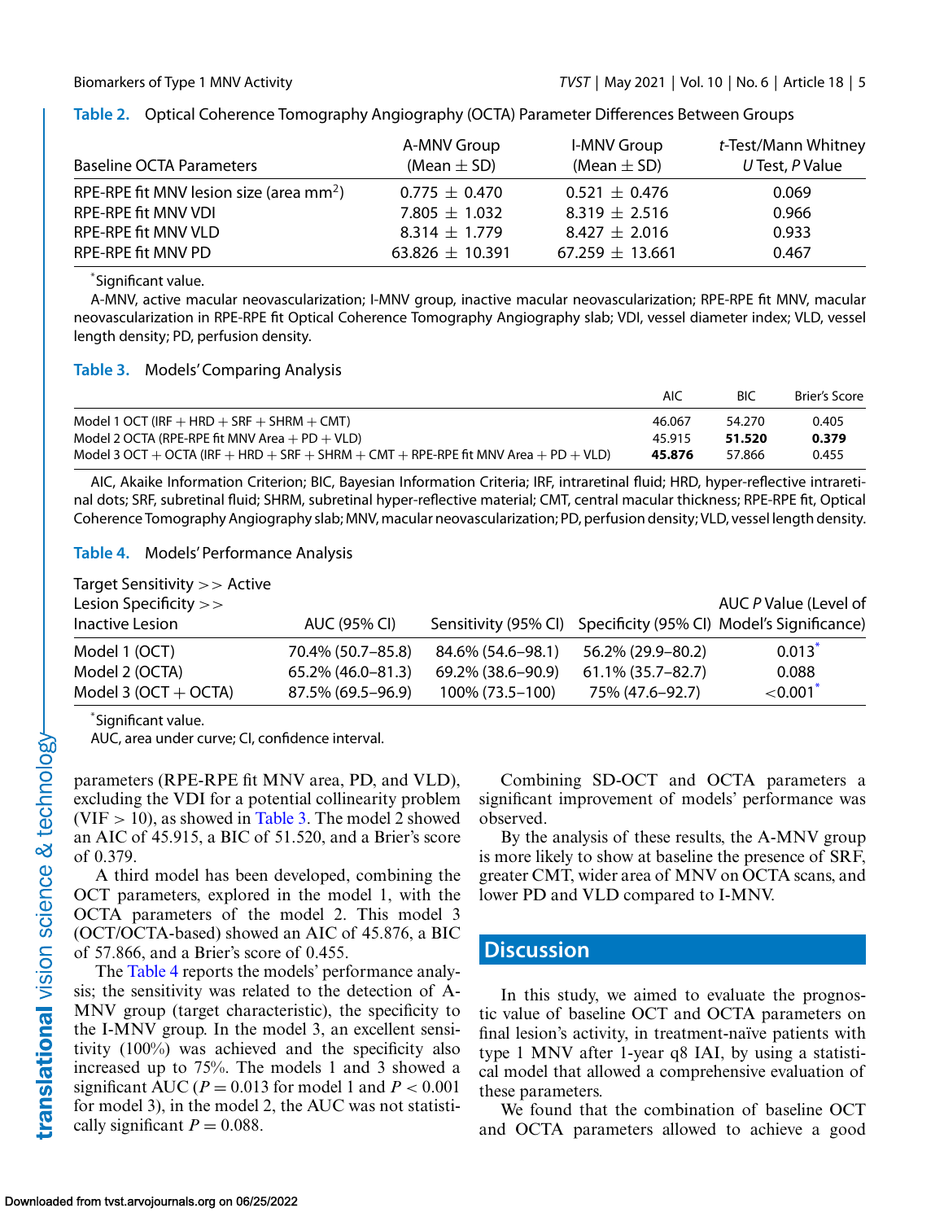**Table 2.** Optical Coherence Tomography Angiography (OCTA) Parameter Differences Between Groups

| Baseline OCTA Parameters | A-MNV Group (Mean ± SD) | I-MNV Group (Mean ± SD) | *t*-Test/Mann Whitney *U* Test, *P* Value |
|---|---|---|---|
| RPE-RPE fit MNV lesion size (area $mm^2$) | 0.775 ± 0.470 | 0.521 ± 0.476 | 0.069 |
| RPE-RPE fit MNV VDI | 7.805 ± 1.032 | 8.319 ± 2.516 | 0.966 |
| RPE-RPE fit MNV VLD | 8.314 ± 1.779 | 8.427 ± 2.016 | 0.933 |
| RPE-RPE fit MNV PD | 63.826 ± 10.391 | 67.259 ± 13.661 | 0.467 |

*Significant value.

A-MNV, active macular neovascularization; I-MNV group, inactive macular neovascularization; RPE-RPE fit MNV, macular neovascularization in RPE-RPE fit Optical Coherence Tomography Angiography slab; VDI, vessel diameter index; VLD, vessel length density; PD, perfusion density.

**Table 3.** Models' Comparing Analysis

| | AIC | BIC | Brier's Score |
|---|---|---|---|
| Model 1 OCT (IRF + HRD + SRF + SHRM + CMT) | 46.067 | 54.270 | 0.405 |
| Model 2 OCTA (RPE-RPE fit MNV Area + PD + VLD) | 45.915 | **51.520** | **0.379** |
| Model 3 OCT + OCTA (IRF + HRD + SRF + SHRM + CMT + RPE-RPE fit MNV Area + PD + VLD) | **45.876** | 57.866 | 0.455 |

AIC, Akaike Information Criterion; BIC, Bayesian Information Criteria; IRF, intraretinal fluid; HRD, hyper-reflective intraretinal dots; SRF, subretinal fluid; SHRM, subretinal hyper-reflective material; CMT, central macular thickness; RPE-RPE fit, Optical Coherence Tomography Angiography slab; MNV, macular neovascularization; PD, perfusion density; VLD, vessel length density.

**Table 4.** Models' Performance Analysis

| Target Sensitivity >> Active Lesion Specificity >> Inactive Lesion | AUC (95% CI) | Sensitivity (95% CI) | Specificity (95% CI) | AUC *P* Value (Level of Model's Significance) |
|---|---|---|---|---|
| Model 1 (OCT) | 70.4% (50.7–85.8) | 84.6% (54.6–98.1) | 56.2% (29.9–80.2) | 0.013* |
| Model 2 (OCTA) | 65.2% (46.0–81.3) | 69.2% (38.6–90.9) | 61.1% (35.7–82.7) | 0.088 |
| Model 3 (OCT + OCTA) | 87.5% (69.5–96.9) | 100% (73.5–100) | 75% (47.6–92.7) | <0.001* |

*Significant value.

AUC, area under curve; CI, confidence interval.

parameters (RPE-RPE fit MNV area, PD, and VLD), excluding the VDI for a potential collinearity problem (VIF > 10), as showed in Table 3. The model 2 showed an AIC of 45.915, a BIC of 51.520, and a Brier's score of 0.379.

A third model has been developed, combining the OCT parameters, explored in the model 1, with the OCTA parameters of the model 2. This model 3 (OCT/OCTA-based) showed an AIC of 45.876, a BIC of 57.866, and a Brier's score of 0.455.

The Table 4 reports the models' performance analysis; the sensitivity was related to the detection of A-MNV group (target characteristic), the specificity to the I-MNV group. In the model 3, an excellent sensitivity (100%) was achieved and the specificity also increased up to 75%. The models 1 and 3 showed a significant AUC ($P = 0.013$ for model 1 and $P < 0.001$ for model 3), in the model 2, the AUC was not statistically significant $P = 0.088$.

Combining SD-OCT and OCTA parameters a significant improvement of models' performance was observed.

By the analysis of these results, the A-MNV group is more likely to show at baseline the presence of SRF, greater CMT, wider area of MNV on OCTA scans, and lower PD and VLD compared to I-MNV.

## Discussion

In this study, we aimed to evaluate the prognostic value of baseline OCT and OCTA parameters on final lesion's activity, in treatment-naïve patients with type 1 MNV after 1-year q8 IAI, by using a statistical model that allowed a comprehensive evaluation of these parameters.

We found that the combination of baseline OCT and OCTA parameters allowed to achieve a good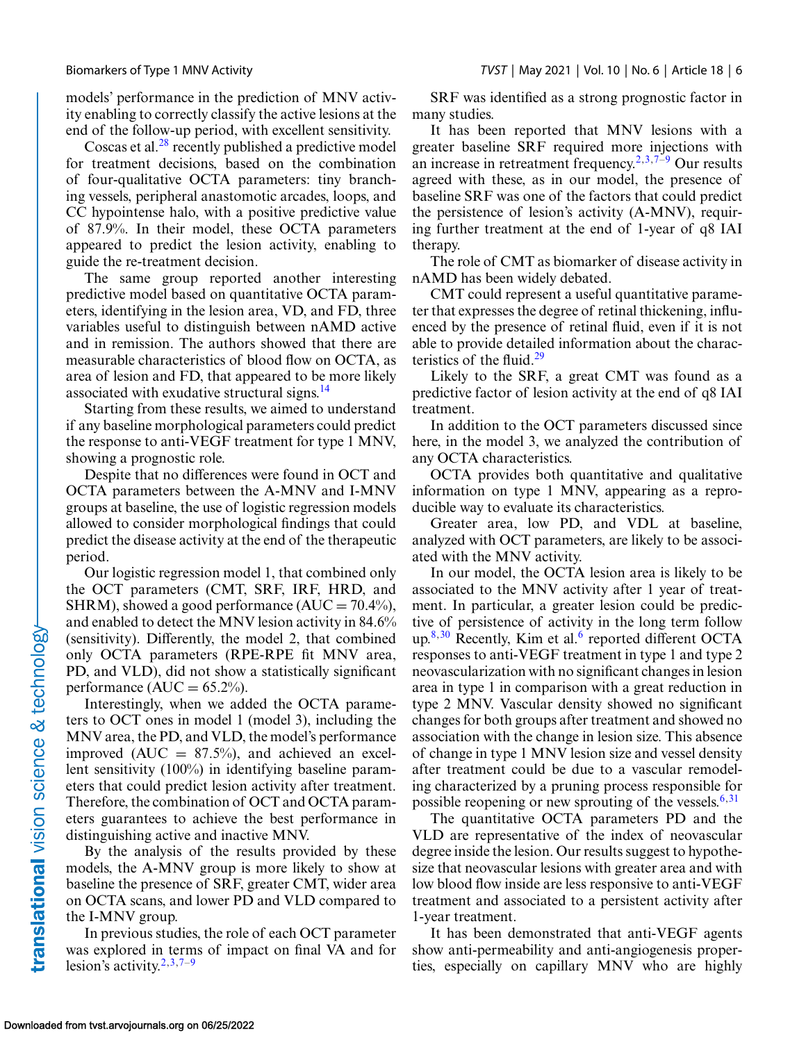models' performance in the prediction of MNV activity enabling to correctly classify the active lesions at the end of the follow-up period, with excellent sensitivity.

Coscas et al.[28] recently published a predictive model for treatment decisions, based on the combination of four-qualitative OCTA parameters: tiny branching vessels, peripheral anastomotic arcades, loops, and CC hypointense halo, with a positive predictive value of 87.9%. In their model, these OCTA parameters appeared to predict the lesion activity, enabling to guide the re-treatment decision.

The same group reported another interesting predictive model based on quantitative OCTA parameters, identifying in the lesion area, VD, and FD, three variables useful to distinguish between nAMD active and in remission. The authors showed that there are measurable characteristics of blood flow on OCTA, as area of lesion and FD, that appeared to be more likely associated with exudative structural signs.[14]

Starting from these results, we aimed to understand if any baseline morphological parameters could predict the response to anti-VEGF treatment for type 1 MNV, showing a prognostic role.

Despite that no differences were found in OCT and OCTA parameters between the A-MNV and I-MNV groups at baseline, the use of logistic regression models allowed to consider morphological findings that could predict the disease activity at the end of the therapeutic period.

Our logistic regression model 1, that combined only the OCT parameters (CMT, SRF, IRF, HRD, and SHRM), showed a good performance (AUC = 70.4%), and enabled to detect the MNV lesion activity in 84.6% (sensitivity). Differently, the model 2, that combined only OCTA parameters (RPE-RPE fit MNV area, PD, and VLD), did not show a statistically significant performance (AUC = 65.2%).

Interestingly, when we added the OCTA parameters to OCT ones in model 1 (model 3), including the MNV area, the PD, and VLD, the model's performance improved (AUC = 87.5%), and achieved an excellent sensitivity (100%) in identifying baseline parameters that could predict lesion activity after treatment. Therefore, the combination of OCT and OCTA parameters guarantees to achieve the best performance in distinguishing active and inactive MNV.

By the analysis of the results provided by these models, the A-MNV group is more likely to show at baseline the presence of SRF, greater CMT, wider area on OCTA scans, and lower PD and VLD compared to the I-MNV group.

In previous studies, the role of each OCT parameter was explored in terms of impact on final VA and for lesion's activity.[2,3,7–9]

SRF was identified as a strong prognostic factor in many studies.

It has been reported that MNV lesions with a greater baseline SRF required more injections with an increase in retreatment frequency.[2,3,7–9] Our results agreed with these, as in our model, the presence of baseline SRF was one of the factors that could predict the persistence of lesion's activity (A-MNV), requiring further treatment at the end of 1-year of q8 IAI therapy.

The role of CMT as biomarker of disease activity in nAMD has been widely debated.

CMT could represent a useful quantitative parameter that expresses the degree of retinal thickening, influenced by the presence of retinal fluid, even if it is not able to provide detailed information about the characteristics of the fluid.[29]

Likely to the SRF, a great CMT was found as a predictive factor of lesion activity at the end of q8 IAI treatment.

In addition to the OCT parameters discussed since here, in the model 3, we analyzed the contribution of any OCTA characteristics.

OCTA provides both quantitative and qualitative information on type 1 MNV, appearing as a reproducible way to evaluate its characteristics.

Greater area, low PD, and VDL at baseline, analyzed with OCT parameters, are likely to be associated with the MNV activity.

In our model, the OCTA lesion area is likely to be associated to the MNV activity after 1 year of treatment. In particular, a greater lesion could be predictive of persistence of activity in the long term follow up.[8,30] Recently, Kim et al.[6] reported different OCTA responses to anti-VEGF treatment in type 1 and type 2 neovascularization with no significant changes in lesion area in type 1 in comparison with a great reduction in type 2 MNV. Vascular density showed no significant changes for both groups after treatment and showed no association with the change in lesion size. This absence of change in type 1 MNV lesion size and vessel density after treatment could be due to a vascular remodeling characterized by a pruning process responsible for possible reopening or new sprouting of the vessels.[6,31]

The quantitative OCTA parameters PD and the VLD are representative of the index of neovascular degree inside the lesion. Our results suggest to hypothesize that neovascular lesions with greater area and with low blood flow inside are less responsive to anti-VEGF treatment and associated to a persistent activity after 1-year treatment.

It has been demonstrated that anti-VEGF agents show anti-permeability and anti-angiogenesis properties, especially on capillary MNV who are highly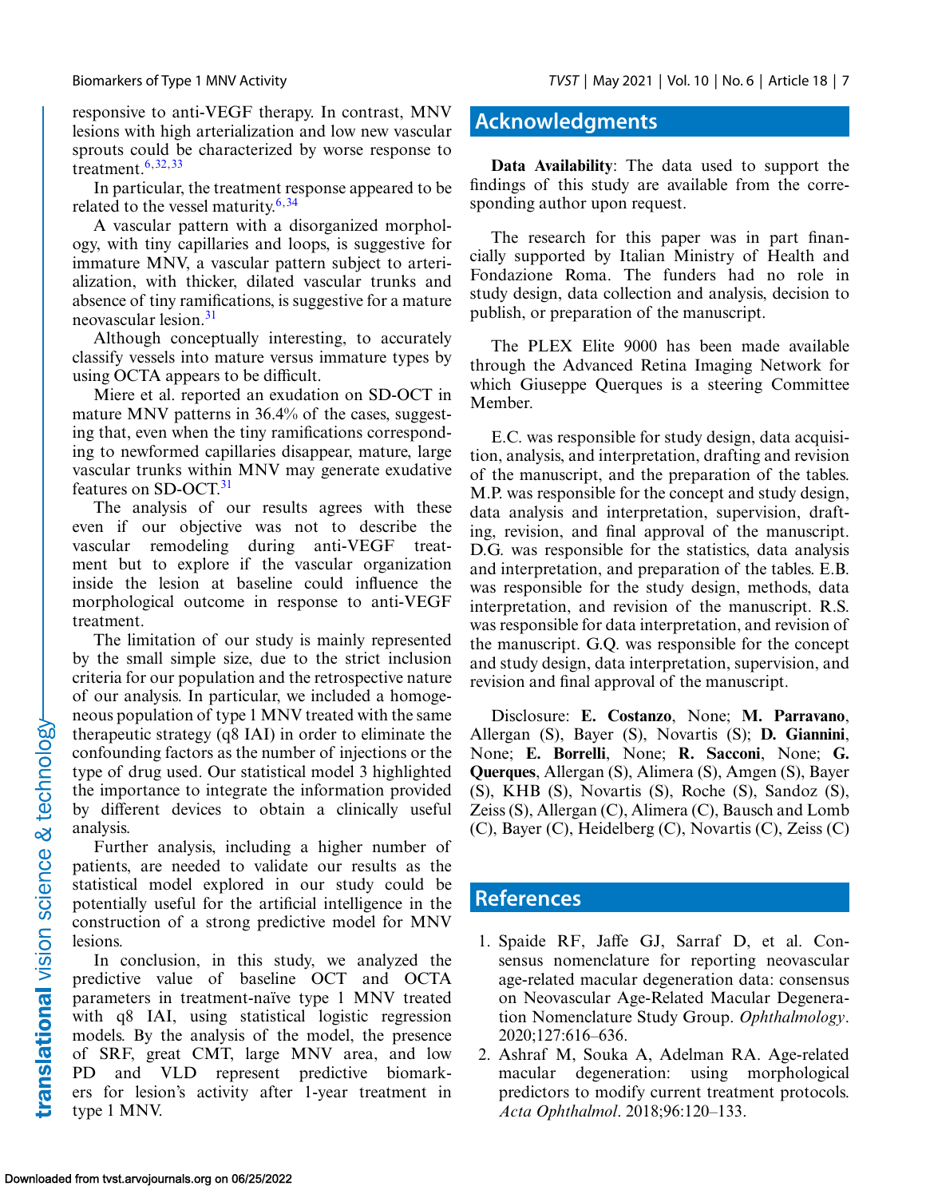responsive to anti-VEGF therapy. In contrast, MNV lesions with high arterialization and low new vascular sprouts could be characterized by worse response to treatment.[6,32,33]

In particular, the treatment response appeared to be related to the vessel maturity.[6,34]

A vascular pattern with a disorganized morphology, with tiny capillaries and loops, is suggestive for immature MNV, a vascular pattern subject to arterialization, with thicker, dilated vascular trunks and absence of tiny ramifications, is suggestive for a mature neovascular lesion.[31]

Although conceptually interesting, to accurately classify vessels into mature versus immature types by using OCTA appears to be difficult.

Miere et al. reported an exudation on SD-OCT in mature MNV patterns in 36.4% of the cases, suggesting that, even when the tiny ramifications corresponding to newformed capillaries disappear, mature, large vascular trunks within MNV may generate exudative features on SD-OCT.[31]

The analysis of our results agrees with these even if our objective was not to describe the vascular remodeling during anti-VEGF treatment but to explore if the vascular organization inside the lesion at baseline could influence the morphological outcome in response to anti-VEGF treatment.

The limitation of our study is mainly represented by the small simple size, due to the strict inclusion criteria for our population and the retrospective nature of our analysis. In particular, we included a homogeneous population of type 1 MNV treated with the same therapeutic strategy (q8 IAI) in order to eliminate the confounding factors as the number of injections or the type of drug used. Our statistical model 3 highlighted the importance to integrate the information provided by different devices to obtain a clinically useful analysis.

Further analysis, including a higher number of patients, are needed to validate our results as the statistical model explored in our study could be potentially useful for the artificial intelligence in the construction of a strong predictive model for MNV lesions.

In conclusion, in this study, we analyzed the predictive value of baseline OCT and OCTA parameters in treatment-naïve type 1 MNV treated with q8 IAI, using statistical logistic regression models. By the analysis of the model, the presence of SRF, great CMT, large MNV area, and low PD and VLD represent predictive biomarkers for lesion's activity after 1-year treatment in type 1 MNV.

## Acknowledgments

**Data Availability**: The data used to support the findings of this study are available from the corresponding author upon request.

The research for this paper was in part financially supported by Italian Ministry of Health and Fondazione Roma. The funders had no role in study design, data collection and analysis, decision to publish, or preparation of the manuscript.

The PLEX Elite 9000 has been made available through the Advanced Retina Imaging Network for which Giuseppe Querques is a steering Committee Member.

E.C. was responsible for study design, data acquisition, analysis, and interpretation, drafting and revision of the manuscript, and the preparation of the tables. M.P. was responsible for the concept and study design, data analysis and interpretation, supervision, drafting, revision, and final approval of the manuscript. D.G. was responsible for the statistics, data analysis and interpretation, and preparation of the tables. E.B. was responsible for the study design, methods, data interpretation, and revision of the manuscript. R.S. was responsible for data interpretation, and revision of the manuscript. G.Q. was responsible for the concept and study design, data interpretation, supervision, and revision and final approval of the manuscript.

Disclosure: **E. Costanzo**, None; **M. Parravano**, Allergan (S), Bayer (S), Novartis (S); **D. Giannini**, None; **E. Borrelli**, None; **R. Sacconi**, None; **G. Querques**, Allergan (S), Alimera (S), Amgen (S), Bayer (S), KHB (S), Novartis (S), Roche (S), Sandoz (S), Zeiss (S), Allergan (C), Alimera (C), Bausch and Lomb (C), Bayer (C), Heidelberg (C), Novartis (C), Zeiss (C)

## References

1. Spaide RF, Jaffe GJ, Sarraf D, et al. Consensus nomenclature for reporting neovascular age-related macular degeneration data: consensus on Neovascular Age-Related Macular Degeneration Nomenclature Study Group. *Ophthalmology*. 2020;127:616–636.
2. Ashraf M, Souka A, Adelman RA. Age-related macular degeneration: using morphological predictors to modify current treatment protocols. *Acta Ophthalmol*. 2018;96:120–133.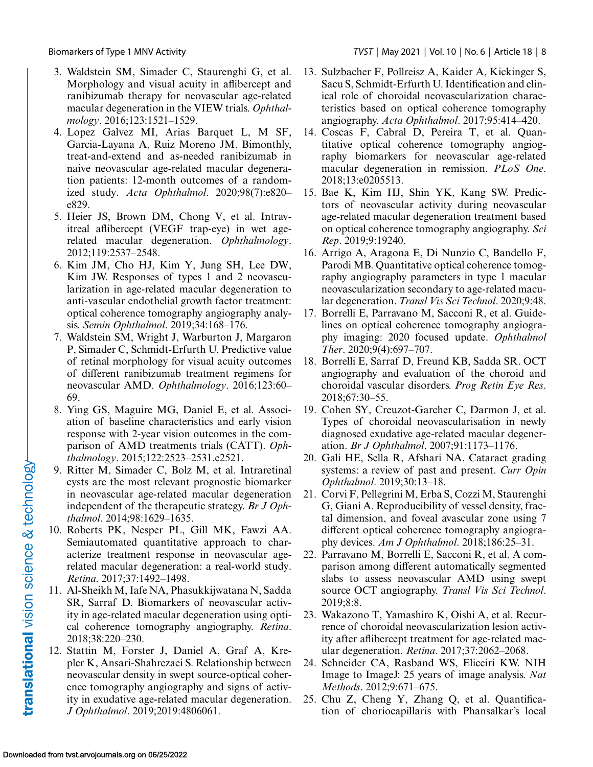3. Waldstein SM, Simader C, Staurenghi G, et al. Morphology and visual acuity in aflibercept and ranibizumab therapy for neovascular age-related macular degeneration in the VIEW trials. *Ophthalmology*. 2016;123:1521–1529.
4. Lopez Galvez MI, Arias Barquet L, M SF, Garcia-Layana A, Ruiz Moreno JM. Bimonthly, treat-and-extend and as-needed ranibizumab in naive neovascular age-related macular degeneration patients: 12-month outcomes of a randomized study. *Acta Ophthalmol*. 2020;98(7):e820–e829.
5. Heier JS, Brown DM, Chong V, et al. Intravitreal aflibercept (VEGF trap-eye) in wet age-related macular degeneration. *Ophthalmology*. 2012;119:2537–2548.
6. Kim JM, Cho HJ, Kim Y, Jung SH, Lee DW, Kim JW. Responses of types 1 and 2 neovascularization in age-related macular degeneration to anti-vascular endothelial growth factor treatment: optical coherence tomography angiography analysis. *Semin Ophthalmol*. 2019;34:168–176.
7. Waldstein SM, Wright J, Warburton J, Margaron P, Simader C, Schmidt-Erfurth U. Predictive value of retinal morphology for visual acuity outcomes of different ranibizumab treatment regimens for neovascular AMD. *Ophthalmology*. 2016;123:60–69.
8. Ying GS, Maguire MG, Daniel E, et al. Association of baseline characteristics and early vision response with 2-year vision outcomes in the comparison of AMD treatments trials (CATT). *Ophthalmology*. 2015;122:2523–2531.e2521.
9. Ritter M, Simader C, Bolz M, et al. Intraretinal cysts are the most relevant prognostic biomarker in neovascular age-related macular degeneration independent of the therapeutic strategy. *Br J Ophthalmol*. 2014;98:1629–1635.
10. Roberts PK, Nesper PL, Gill MK, Fawzi AA. Semiautomated quantitative approach to characterize treatment response in neovascular age-related macular degeneration: a real-world study. *Retina*. 2017;37:1492–1498.
11. Al-Sheikh M, Iafe NA, Phasukkijwatana N, Sadda SR, Sarraf D. Biomarkers of neovascular activity in age-related macular degeneration using optical coherence tomography angiography. *Retina*. 2018;38:220–230.
12. Stattin M, Forster J, Daniel A, Graf A, Krepler K, Ansari-Shahrezaei S. Relationship between neovascular density in swept source-optical coherence tomography angiography and signs of activity in exudative age-related macular degeneration. *J Ophthalmol*. 2019;2019:4806061.
13. Sulzbacher F, Pollreisz A, Kaider A, Kickinger S, Sacu S, Schmidt-Erfurth U. Identification and clinical role of choroidal neovascularization characteristics based on optical coherence tomography angiography. *Acta Ophthalmol*. 2017;95:414–420.
14. Coscas F, Cabral D, Pereira T, et al. Quantitative optical coherence tomography angiography biomarkers for neovascular age-related macular degeneration in remission. *PLoS One*. 2018;13:e0205513.
15. Bae K, Kim HJ, Shin YK, Kang SW. Predictors of neovascular activity during neovascular age-related macular degeneration treatment based on optical coherence tomography angiography. *Sci Rep*. 2019;9:19240.
16. Arrigo A, Aragona E, Di Nunzio C, Bandello F, Parodi MB. Quantitative optical coherence tomography angiography parameters in type 1 macular neovascularization secondary to age-related macular degeneration. *Transl Vis Sci Technol*. 2020;9:48.
17. Borrelli E, Parravano M, Sacconi R, et al. Guidelines on optical coherence tomography angiography imaging: 2020 focused update. *Ophthalmol Ther*. 2020;9(4):697–707.
18. Borrelli E, Sarraf D, Freund KB, Sadda SR. OCT angiography and evaluation of the choroid and choroidal vascular disorders. *Prog Retin Eye Res*. 2018;67:30–55.
19. Cohen SY, Creuzot-Garcher C, Darmon J, et al. Types of choroidal neovascularisation in newly diagnosed exudative age-related macular degeneration. *Br J Ophthalmol*. 2007;91:1173–1176.
20. Gali HE, Sella R, Afshari NA. Cataract grading systems: a review of past and present. *Curr Opin Ophthalmol*. 2019;30:13–18.
21. Corvi F, Pellegrini M, Erba S, Cozzi M, Staurenghi G, Giani A. Reproducibility of vessel density, fractal dimension, and foveal avascular zone using 7 different optical coherence tomography angiography devices. *Am J Ophthalmol*. 2018;186:25–31.
22. Parravano M, Borrelli E, Sacconi R, et al. A comparison among different automatically segmented slabs to assess neovascular AMD using swept source OCT angiography. *Transl Vis Sci Technol*. 2019;8:8.
23. Wakazono T, Yamashiro K, Oishi A, et al. Recurrence of choroidal neovascularization lesion activity after aflibercept treatment for age-related macular degeneration. *Retina*. 2017;37:2062–2068.
24. Schneider CA, Rasband WS, Eliceiri KW. NIH Image to ImageJ: 25 years of image analysis. *Nat Methods*. 2012;9:671–675.
25. Chu Z, Cheng Y, Zhang Q, et al. Quantification of choriocapillaris with Phansalkar's local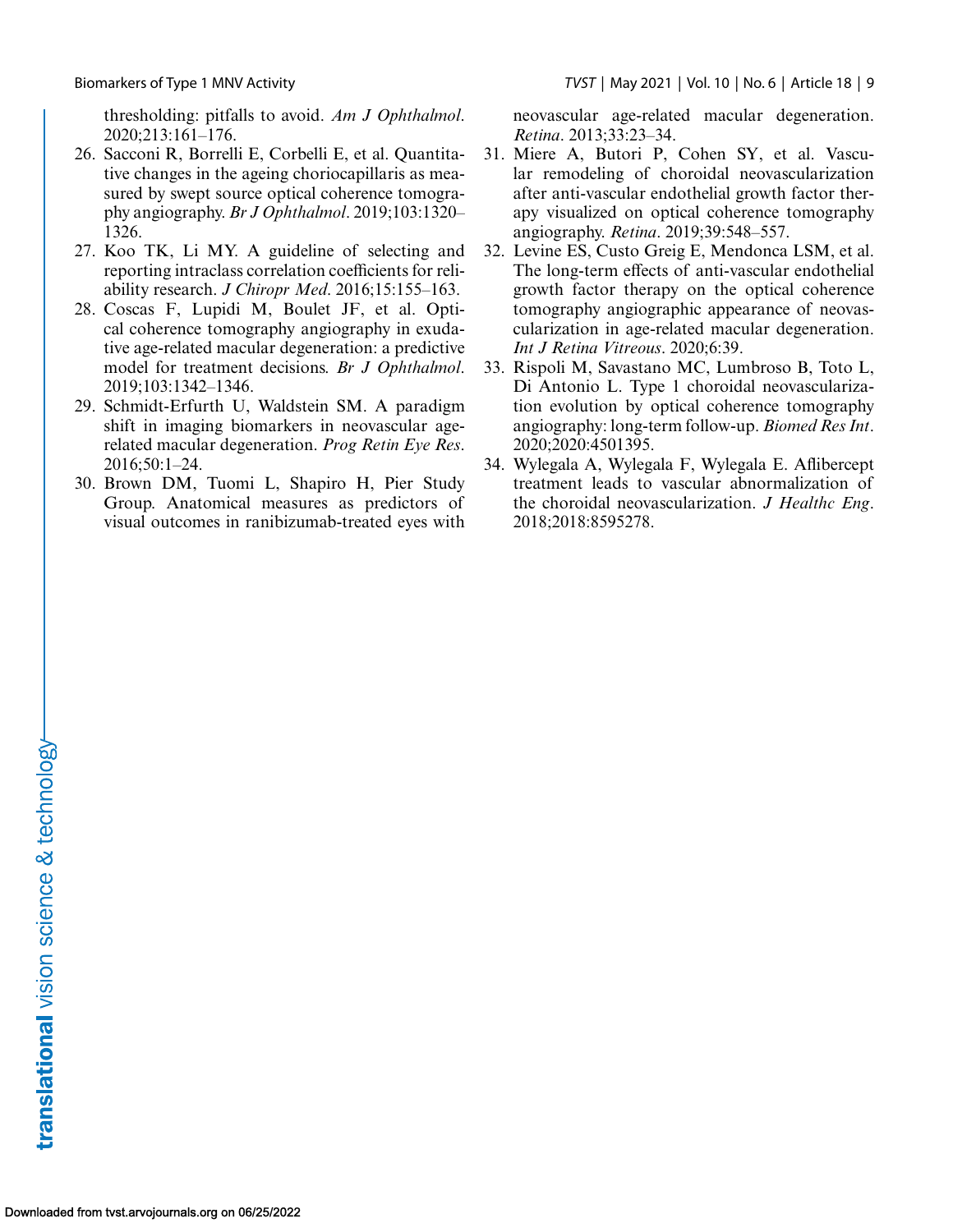thresholding: pitfalls to avoid. *Am J Ophthalmol*. 2020;213:161–176.

26. Sacconi R, Borrelli E, Corbelli E, et al. Quantitative changes in the ageing choriocapillaris as measured by swept source optical coherence tomography angiography. *Br J Ophthalmol*. 2019;103:1320–1326.
27. Koo TK, Li MY. A guideline of selecting and reporting intraclass correlation coefficients for reliability research. *J Chiropr Med*. 2016;15:155–163.
28. Coscas F, Lupidi M, Boulet JF, et al. Optical coherence tomography angiography in exudative age-related macular degeneration: a predictive model for treatment decisions. *Br J Ophthalmol*. 2019;103:1342–1346.
29. Schmidt-Erfurth U, Waldstein SM. A paradigm shift in imaging biomarkers in neovascular age-related macular degeneration. *Prog Retin Eye Res*. 2016;50:1–24.
30. Brown DM, Tuomi L, Shapiro H, Pier Study Group. Anatomical measures as predictors of visual outcomes in ranibizumab-treated eyes with neovascular age-related macular degeneration. *Retina*. 2013;33:23–34.
31. Miere A, Butori P, Cohen SY, et al. Vascular remodeling of choroidal neovascularization after anti-vascular endothelial growth factor therapy visualized on optical coherence tomography angiography. *Retina*. 2019;39:548–557.
32. Levine ES, Custo Greig E, Mendonca LSM, et al. The long-term effects of anti-vascular endothelial growth factor therapy on the optical coherence tomography angiographic appearance of neovascularization in age-related macular degeneration. *Int J Retina Vitreous*. 2020;6:39.
33. Rispoli M, Savastano MC, Lumbroso B, Toto L, Di Antonio L. Type 1 choroidal neovascularization evolution by optical coherence tomography angiography: long-term follow-up. *Biomed Res Int*. 2020;2020:4501395.
34. Wylegala A, Wylegala F, Wylegala E. Aflibercept treatment leads to vascular abnormalization of the choroidal neovascularization. *J Healthc Eng*. 2018;2018:8595278.